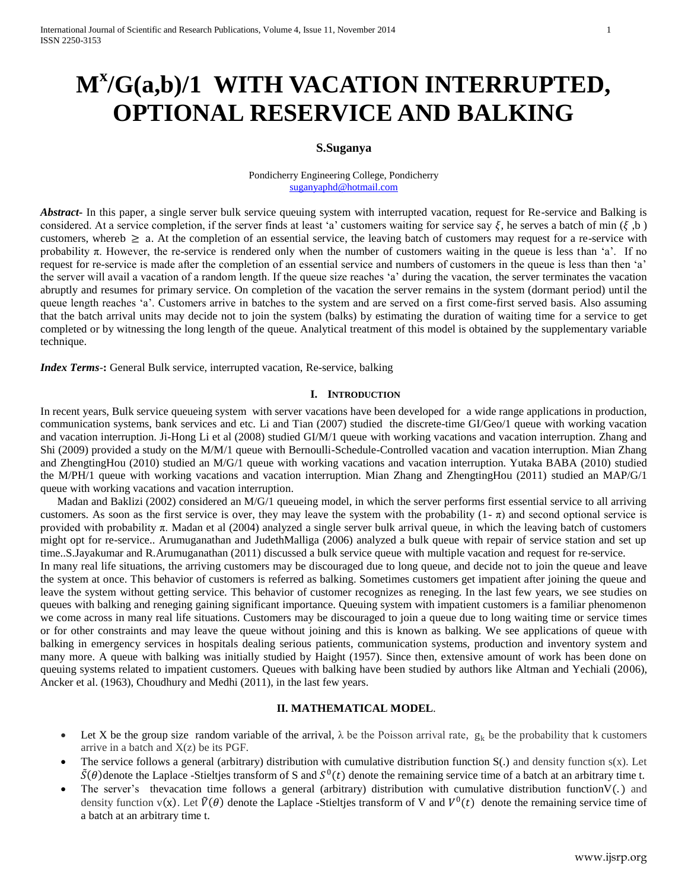# $M^x/G(a,b)/1$ WITH VACATION INTERRUPTED, OPTIONAL RESERVICE AND BALKING

**S.Suganya**

Pondicherry Engineering College, Pondicherry
suganyaphd@hotmail.com

***Abstract***- In this paper, a single server bulk service queuing system with interrupted vacation, request for Re-service and Balking is considered. At a service completion, if the server finds at least 'a' customers waiting for service say $\xi$, he serves a batch of min ($\xi$ ,b ) customers, whereb $\geq$ a. At the completion of an essential service, the leaving batch of customers may request for a re-service with probability π. However, the re-service is rendered only when the number of customers waiting in the queue is less than 'a'. If no request for re-service is made after the completion of an essential service and numbers of customers in the queue is less than then 'a' the server will avail a vacation of a random length. If the queue size reaches 'a' during the vacation, the server terminates the vacation abruptly and resumes for primary service. On completion of the vacation the server remains in the system (dormant period) until the queue length reaches 'a'. Customers arrive in batches to the system and are served on a first come-first served basis. Also assuming that the batch arrival units may decide not to join the system (balks) by estimating the duration of waiting time for a service to get completed or by witnessing the long length of the queue. Analytical treatment of this model is obtained by the supplementary variable technique.

***Index Terms*-:** General Bulk service, interrupted vacation, Re-service, balking

## I. Introduction

In recent years, Bulk service queueing system with server vacations have been developed for a wide range applications in production, communication systems, bank services and etc. Li and Tian (2007) studied the discrete-time GI/Geo/1 queue with working vacation and vacation interruption. Ji-Hong Li et al (2008) studied GI/M/1 queue with working vacations and vacation interruption. Zhang and Shi (2009) provided a study on the M/M/1 queue with Bernoulli-Schedule-Controlled vacation and vacation interruption. Mian Zhang and ZhengtingHou (2010) studied an M/G/1 queue with working vacations and vacation interruption. Yutaka BABA (2010) studied the M/PH/1 queue with working vacations and vacation interruption. Mian Zhang and ZhengtingHou (2011) studied an MAP/G/1 queue with working vacations and vacation interruption.

Madan and Baklizi (2002) considered an M/G/1 queueing model, in which the server performs first essential service to all arriving customers. As soon as the first service is over, they may leave the system with the probability (1- π) and second optional service is provided with probability π. Madan et al (2004) analyzed a single server bulk arrival queue, in which the leaving batch of customers might opt for re-service.. Arumuganathan and JudethMalliga (2006) analyzed a bulk queue with repair of service station and set up time..S.Jayakumar and R.Arumuganathan (2011) discussed a bulk service queue with multiple vacation and request for re-service.

In many real life situations, the arriving customers may be discouraged due to long queue, and decide not to join the queue and leave the system at once. This behavior of customers is referred as balking. Sometimes customers get impatient after joining the queue and leave the system without getting service. This behavior of customer recognizes as reneging. In the last few years, we see studies on queues with balking and reneging gaining significant importance. Queuing system with impatient customers is a familiar phenomenon we come across in many real life situations. Customers may be discouraged to join a queue due to long waiting time or service times or for other constraints and may leave the queue without joining and this is known as balking. We see applications of queue with balking in emergency services in hospitals dealing serious patients, communication systems, production and inventory system and many more. A queue with balking was initially studied by Haight (1957). Since then, extensive amount of work has been done on queuing systems related to impatient customers. Queues with balking have been studied by authors like Altman and Yechiali (2006), Ancker et al. (1963), Choudhury and Medhi (2011), in the last few years.

## II. MATHEMATICAL MODEL.

- Let X be the group size random variable of the arrival, λ be the Poisson arrival rate, $g_k$ be the probability that k customers arrive in a batch and X(z) be its PGF.
- The service follows a general (arbitrary) distribution with cumulative distribution function S(.) and density function s(x). Let $\tilde{S}(\theta)$denote the Laplace -Stieltjes transform of S and $S^0(t)$ denote the remaining service time of a batch at an arbitrary time t.
- The server's thevacation time follows a general (arbitrary) distribution with cumulative distribution functionV(.) and density function v(x). Let $\tilde{V}(\theta)$ denote the Laplace -Stieltjes transform of V and $V^0(t)$ denote the remaining service time of a batch at an arbitrary time t.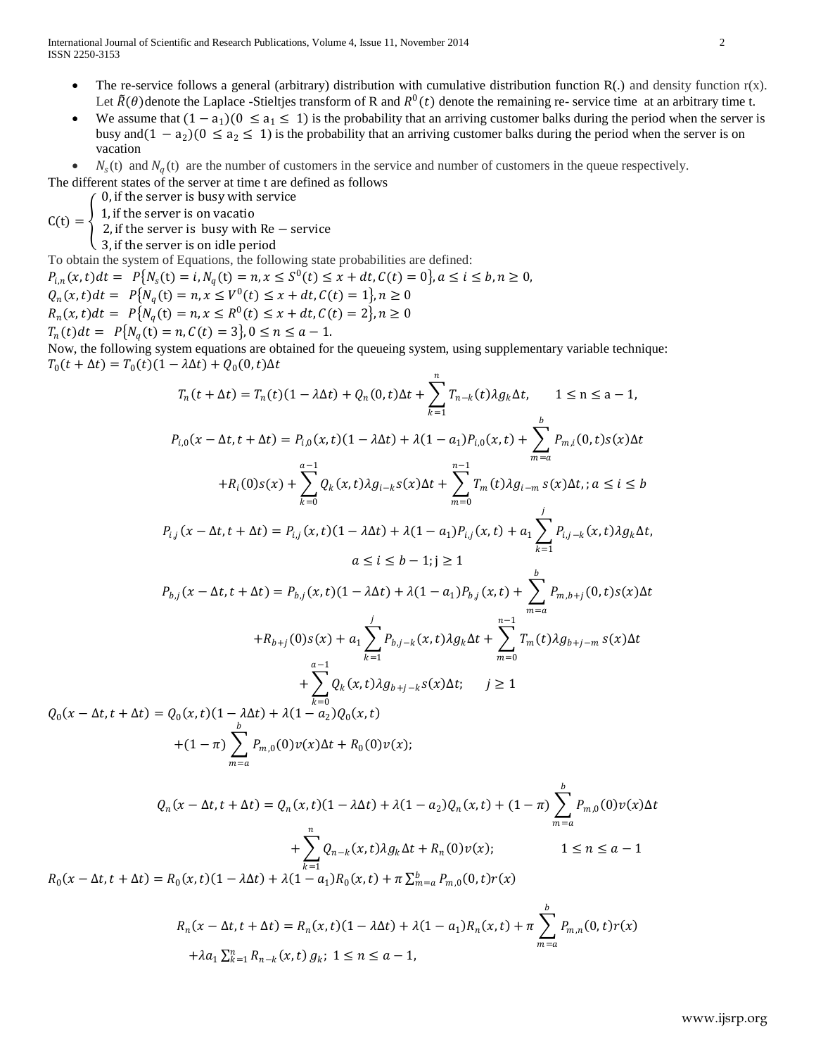- The re-service follows a general (arbitrary) distribution with cumulative distribution function R(.) and density function r(x). Let $\tilde{R}(\theta)$ denote the Laplace -Stieltjes transform of R and $R^0(t)$ denote the remaining re- service time at an arbitrary time t.
- We assume that $(1 - a_1)(0 \le a_1 \le 1)$ is the probability that an arriving customer balks during the period when the server is busy and $(1 - a_2)(0 \le a_2 \le 1)$ is the probability that an arriving customer balks during the period when the server is on vacation
- $N_s(t)$ and $N_q(t)$ are the number of customers in the service and number of customers in the queue respectively.

The different states of the server at time t are defined as follows

$$C(t) = \begin{cases} 0, \text{if the server is busy with service} \\ 1, \text{if the server is on vacatio} \\ 2, \text{if the server is busy with Re} - \text{service} \\ 3, \text{if the server is on idle period} \end{cases}$$

To obtain the system of Equations, the following state probabilities are defined:

$P_{i,n}(x,t)dt = P\{N_s(t) = i, N_q(t) = n, x \le S^0(t) \le x + dt, C(t) = 0\}, a \le i \le b, n \ge 0,$

$Q_n(x,t)dt = P\{N_q(t) = n, x \le V^0(t) \le x + dt, C(t) = 1\}, n \ge 0$

$R_n(x,t)dt = P\{N_q(t) = n, x \le R^0(t) \le x + dt, C(t) = 2\}, n \ge 0$

$T_n(t)dt = P\{N_q(t) = n, C(t) = 3\}, 0 \le n \le a - 1.$

Now, the following system equations are obtained for the queueing system, using supplementary variable technique:

$T_0(t + \Delta t) = T_0(t)(1 - \lambda \Delta t) + Q_0(0,t)\Delta t$

$$T_n(t + \Delta t) = T_n(t)(1 - \lambda \Delta t) + Q_n(0,t)\Delta t + \sum_{k=1}^{n} T_{n-k}(t)\lambda g_k \Delta t, \qquad 1 \le n \le a - 1,$$

$$P_{i,0}(x - \Delta t, t + \Delta t) = P_{i,0}(x,t)(1 - \lambda \Delta t) + \lambda(1 - a_1)P_{i,0}(x,t) + \sum_{m=a}^{b} P_{m,i}(0,t)s(x)\Delta t$$
$$+ R_i(0)s(x) + \sum_{k=0}^{a-1} Q_k(x,t)\lambda g_{i-k} s(x)\Delta t + \sum_{m=0}^{n-1} T_m(t)\lambda g_{i-m}\, s(x)\Delta t, ; a \le i \le b$$

$$P_{i,j}(x - \Delta t, t + \Delta t) = P_{i,j}(x,t)(1 - \lambda \Delta t) + \lambda(1 - a_1)P_{i,j}(x,t) + a_1 \sum_{k=1}^{j} P_{i,j-k}(x,t)\lambda g_k \Delta t,$$
$$a \le i \le b - 1; j \ge 1$$

$$P_{b,j}(x - \Delta t, t + \Delta t) = P_{b,j}(x,t)(1 - \lambda \Delta t) + \lambda(1 - a_1)P_{b,j}(x,t) + \sum_{m=a}^{b} P_{m,b+j}(0,t)s(x)\Delta t$$
$$+ R_{b+j}(0)s(x) + a_1 \sum_{k=1}^{j} P_{b,j-k}(x,t)\lambda g_k \Delta t + \sum_{m=0}^{n-1} T_m(t)\lambda g_{b+j-m}\, s(x)\Delta t$$
$$+ \sum_{k=0}^{a-1} Q_k(x,t)\lambda g_{b+j-k} s(x)\Delta t; \qquad j \ge 1$$

$$Q_0(x - \Delta t, t + \Delta t) = Q_0(x,t)(1 - \lambda \Delta t) + \lambda(1 - a_2)Q_0(x,t)$$
$$+ (1 - \pi)\sum_{m=a}^{b} P_{m,0}(0)v(x)\Delta t + R_0(0)v(x);$$

$$Q_n(x - \Delta t, t + \Delta t) = Q_n(x,t)(1 - \lambda \Delta t) + \lambda(1 - a_2)Q_n(x,t) + (1 - \pi)\sum_{m=a}^{b} P_{m,0}(0)v(x)\Delta t$$
$$+ \sum_{k=1}^{n} Q_{n-k}(x,t)\lambda g_k \Delta t + R_n(0)v(x); \qquad 1 \le n \le a - 1$$

$$R_0(x - \Delta t, t + \Delta t) = R_0(x,t)(1 - \lambda \Delta t) + \lambda(1 - a_1)R_0(x,t) + \pi \sum_{m=a}^{b} P_{m,0}(0,t)r(x)$$

$$R_n(x - \Delta t, t + \Delta t) = R_n(x,t)(1 - \lambda \Delta t) + \lambda(1 - a_1)R_n(x,t) + \pi \sum_{m=a}^{b} P_{m,n}(0,t)r(x)$$
$$+ \lambda a_1 \sum_{k=1}^{n} R_{n-k}(x,t)\, g_k; \; 1 \le n \le a - 1,$$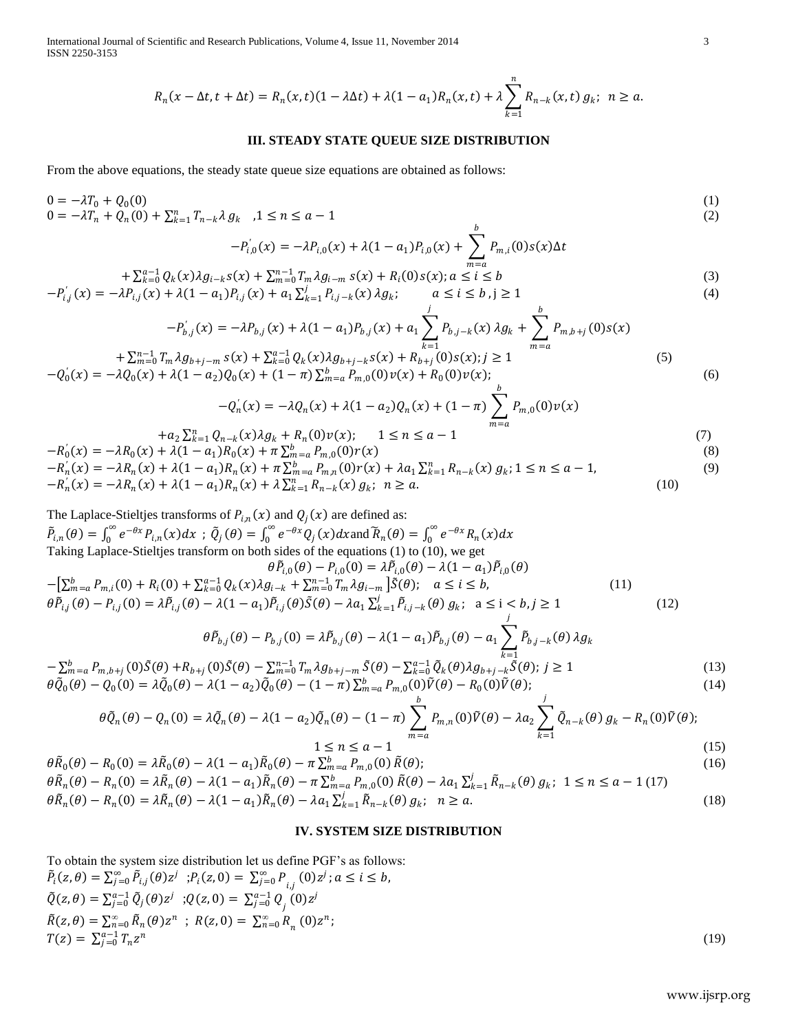$$R_n(x-\Delta t, t+\Delta t) = R_n(x,t)(1-\lambda\Delta t) + \lambda(1-a_1)R_n(x,t) + \lambda\sum_{k=1}^{n} R_{n-k}(x,t)\, g_k;\;\; n \geq a.$$

## III. STEADY STATE QUEUE SIZE DISTRIBUTION

From the above equations, the steady state queue size equations are obtained as follows:

$$0 = -\lambda T_0 + Q_0(0) \tag{1}$$

$$0 = -\lambda T_n + Q_n(0) + \sum_{k=1}^{n} T_{n-k}\lambda\, g_k \quad ,1 \leq n \leq a-1 \tag{2}$$

$$-P_{i,0}^{'}(x) = -\lambda P_{i,0}(x) + \lambda(1-a_1)P_{i,0}(x) + \sum_{m=a}^{b} P_{m,i}(0)s(x)\Delta t$$
$$+ \sum_{k=0}^{a-1} Q_k(x)\lambda g_{i-k}s(x) + \sum_{m=0}^{n-1} T_m\lambda g_{i-m}\, s(x) + R_i(0)s(x); a \leq i \leq b \tag{3}$$

$$-P_{i,j}^{'}(x) = -\lambda P_{i,j}(x) + \lambda(1-a_1)P_{i,j}(x) + a_1\sum_{k=1}^{j} P_{i,j-k}(x)\,\lambda g_k; \qquad a \leq i \leq b\,, j \geq 1 \tag{4}$$

$$-P_{b,j}^{'}(x) = -\lambda P_{b,j}(x) + \lambda(1-a_1)P_{b,j}(x) + a_1\sum_{k=1}^{j} P_{b,j-k}(x)\,\lambda g_k + \sum_{m=a}^{b} P_{m,b+j}(0)s(x)$$
$$+ \sum_{m=0}^{n-1} T_m\lambda g_{b+j-m}\, s(x) + \sum_{k=0}^{a-1} Q_k(x)\lambda g_{b+j-k}s(x) + R_{b+j}(0)s(x); j \geq 1 \tag{5}$$

$$-Q_0^{'}(x) = -\lambda Q_0(x) + \lambda(1-a_2)Q_0(x) + (1-\pi)\sum_{m=a}^{b} P_{m,0}(0)v(x) + R_0(0)v(x); \tag{6}$$

$$-Q_n^{'}(x) = -\lambda Q_n(x) + \lambda(1-a_2)Q_n(x) + (1-\pi)\sum_{m=a}^{b} P_{m,0}(0)v(x)$$
$$+ a_2\sum_{k=1}^{n} Q_{n-k}(x)\lambda g_k + R_n(0)v(x); \qquad 1 \leq n \leq a-1 \tag{7}$$

$$-R_0^{'}(x) = -\lambda R_0(x) + \lambda(1-a_1)R_0(x) + \pi\sum_{m=a}^{b} P_{m,0}(0)r(x) \tag{8}$$

$$-R_n^{'}(x) = -\lambda R_n(x) + \lambda(1-a_1)R_n(x) + \pi\sum_{m=a}^{b} P_{m,n}(0)r(x) + \lambda a_1\sum_{k=1}^{n} R_{n-k}(x)\, g_k; 1 \leq n \leq a-1, \tag{9}$$

$$-R_n^{'}(x) = -\lambda R_n(x) + \lambda(1-a_1)R_n(x) + \lambda\sum_{k=1}^{n} R_{n-k}(x)\, g_k;\;\; n \geq a. \tag{10}$$

The Laplace-Stieltjes transforms of $P_{i,n}(x)$ and $Q_j(x)$ are defined as:

$\tilde{P}_{i,n}(\theta) = \int_0^\infty e^{-\theta x}P_{i,n}(x)dx$ ; $\tilde{Q}_j(\theta) = \int_0^\infty e^{-\theta x}Q_j(x)dx$ and $\tilde{R}_n(\theta) = \int_0^\infty e^{-\theta x}R_n(x)dx$

Taking Laplace-Stieltjes transform on both sides of the equations (1) to (10), we get

$$\theta\tilde{P}_{i,0}(\theta) - P_{i,0}(0) = \lambda\tilde{P}_{i,0}(\theta) - \lambda(1-a_1)\tilde{P}_{i,0}(\theta)$$
$$-\left[\sum_{m=a}^{b} P_{m,i}(0) + R_i(0) + \sum_{k=0}^{a-1} Q_k(x)\lambda g_{i-k} + \sum_{m=0}^{n-1} T_m\lambda g_{i-m}\right]\tilde{S}(\theta); \quad a \leq i \leq b, \tag{11}$$

$$\theta\tilde{P}_{i,j}(\theta) - P_{i,j}(0) = \lambda\tilde{P}_{i,j}(\theta) - \lambda(1-a_1)\tilde{P}_{i,j}(\theta)\tilde{S}(\theta) - \lambda a_1\sum_{k=1}^{j}\tilde{P}_{i,j-k}(\theta)\, g_k; \quad a \leq i < b, j \geq 1 \tag{12}$$

$$\theta\tilde{P}_{b,j}(\theta) - P_{b,j}(0) = \lambda\tilde{P}_{b,j}(\theta) - \lambda(1-a_1)\tilde{P}_{b,j}(\theta) - a_1\sum_{k=1}^{j}\tilde{P}_{b,j-k}(\theta)\,\lambda g_k$$
$$-\sum_{m=a}^{b} P_{m,b+j}(0)\tilde{S}(\theta) + R_{b+j}(0)\tilde{S}(\theta) - \sum_{m=0}^{n-1} T_m\lambda g_{b+j-m}\,\tilde{S}(\theta) - \sum_{k=0}^{a-1}\tilde{Q}_k(\theta)\lambda g_{b+j-k}\tilde{S}(\theta);\; j \geq 1 \tag{13}$$

$$\theta\tilde{Q}_0(\theta) - Q_0(0) = \lambda\tilde{Q}_0(\theta) - \lambda(1-a_2)\tilde{Q}_0(\theta) - (1-\pi)\sum_{m=a}^{b} P_{m,0}(0)\tilde{V}(\theta) - R_0(0)\tilde{V}(\theta); \tag{14}$$

$$\theta\tilde{Q}_n(\theta) - Q_n(0) = \lambda\tilde{Q}_n(\theta) - \lambda(1-a_2)\tilde{Q}_n(\theta) - (1-\pi)\sum_{m=a}^{b} P_{m,n}(0)\tilde{V}(\theta) - \lambda a_2\sum_{k=1}^{j}\tilde{Q}_{n-k}(\theta)\, g_k - R_n(0)\tilde{V}(\theta);$$
$$1 \leq n \leq a-1 \tag{15}$$

$$\theta\tilde{R}_0(\theta) - R_0(0) = \lambda\tilde{R}_0(\theta) - \lambda(1-a_1)\tilde{R}_0(\theta) - \pi\sum_{m=a}^{b} P_{m,0}(0)\,\tilde{R}(\theta); \tag{16}$$

$$\theta\tilde{R}_n(\theta) - R_n(0) = \lambda\tilde{R}_n(\theta) - \lambda(1-a_1)\tilde{R}_n(\theta) - \pi\sum_{m=a}^{b} P_{m,0}(0)\,\tilde{R}(\theta) - \lambda a_1\sum_{k=1}^{j}\tilde{R}_{n-k}(\theta)\, g_k;\;\; 1 \leq n \leq a-1 \tag{17}$$

$$\theta\tilde{R}_n(\theta) - R_n(0) = \lambda\tilde{R}_n(\theta) - \lambda(1-a_1)\tilde{R}_n(\theta) - \lambda a_1\sum_{k=1}^{j}\tilde{R}_{n-k}(\theta)\, g_k;\;\; n \geq a. \tag{18}$$

## IV. SYSTEM SIZE DISTRIBUTION

To obtain the system size distribution let us define PGF's as follows:

$$\tilde{P}_i(z,\theta) = \sum_{j=0}^{\infty}\tilde{P}_{i,j}(\theta)z^j \;\; ; P_i(z,0) = \sum_{j=0}^{\infty} P_{i,j}(0)z^j\,; a \leq i \leq b,$$

$$\tilde{Q}(z,\theta) = \sum_{j=0}^{a-1}\tilde{Q}_j(\theta)z^j \;\; ; Q(z,0) = \sum_{j=0}^{a-1} Q_j(0)z^j$$

$$\tilde{R}(z,\theta) = \sum_{n=0}^{\infty}\tilde{R}_n(\theta)z^n \;\; ; \; R(z,0) = \sum_{n=0}^{\infty} R_n(0)z^n;$$

$$T(z) = \sum_{j=0}^{a-1} T_n z^n \tag{19}$$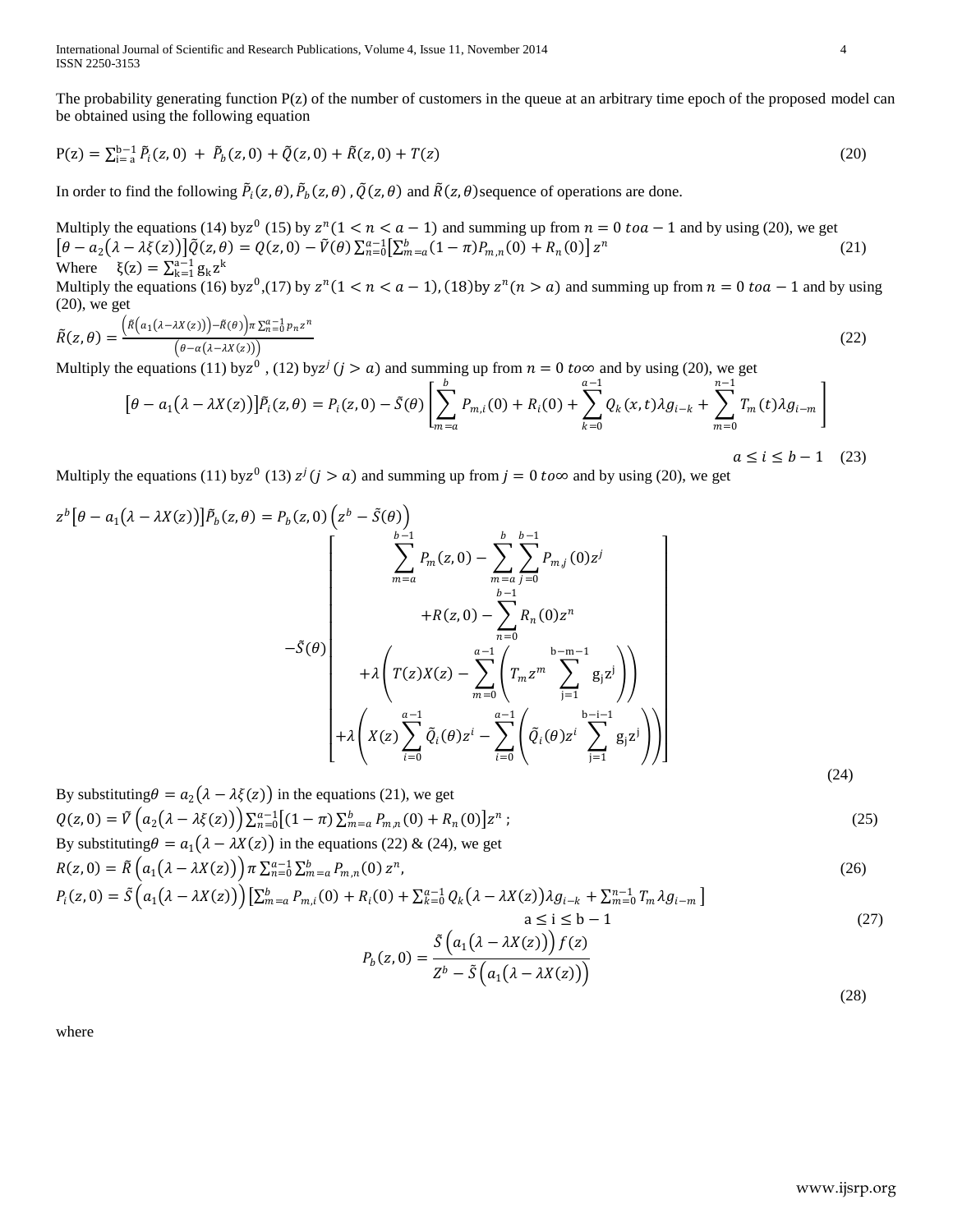The probability generating function P(z) of the number of customers in the queue at an arbitrary time epoch of the proposed model can be obtained using the following equation

$$P(z) = \sum_{i=a}^{b-1} \tilde{P}_i(z,0) + \tilde{P}_b(z,0) + \tilde{Q}(z,0) + \tilde{R}(z,0) + T(z) \tag{20}$$

In order to find the following $\tilde{P}_i(z,\theta), \tilde{P}_b(z,\theta)$, $\tilde{Q}(z,\theta)$ and $\tilde{R}(z,\theta)$ sequence of operations are done.

Multiply the equations (14) by $z^0$ (15) by $z^n (1 < n < a-1)$ and summing up from $n = 0$ to $a-1$ and by using (20), we get

$$\left[\theta - a_2\left(\lambda - \lambda\xi(z)\right)\right]\tilde{Q}(z,\theta) = Q(z,0) - \tilde{V}(\theta)\sum_{n=0}^{a-1}\left[\sum_{m=a}^{b}(1-\pi)P_{m,n}(0) + R_n(0)\right]z^n \tag{21}$$

Where $\xi(z) = \sum_{k=1}^{a-1} g_k z^k$

Multiply the equations (16) by $z^0$, (17) by $z^n (1 < n < a-1)$, (18) by $z^n (n > a)$ and summing up from $n = 0$ to $a-1$ and by using (20), we get

$$\tilde{R}(z,\theta) = \frac{\left(\tilde{R}\left(a_1\left(\lambda - \lambda X(z)\right)\right) - \tilde{R}(\theta)\right)\pi\sum_{n=0}^{a-1} p_n z^n}{\left(\theta - \alpha\left(\lambda - \lambda X(z)\right)\right)} \tag{22}$$

Multiply the equations (11) by $z^0$ , (12) by $z^j (j > a)$ and summing up from $n = 0$ to $\infty$ and by using (20), we get

$$\left[\theta - a_1\left(\lambda - \lambda X(z)\right)\right]\tilde{P}_i(z,\theta) = P_i(z,0) - \tilde{S}(\theta)\left[\sum_{m=a}^{b} P_{m,i}(0) + R_i(0) + \sum_{k=0}^{a-1} Q_k(x,t)\lambda g_{i-k} + \sum_{m=0}^{n-1} T_m(t)\lambda g_{i-m}\right]$$

$$a \le i \le b-1 \tag{23}$$

Multiply the equations (11) by $z^0$ (13) $z^j (j > a)$ and summing up from $j = 0$ to $\infty$ and by using (20), we get

$$z^b\left[\theta - a_1\left(\lambda - \lambda X(z)\right)\right]\tilde{P}_b(z,\theta) = P_b(z,0)\left(z^b - \tilde{S}(\theta)\right) - \tilde{S}(\theta)\begin{bmatrix} \sum_{m=a}^{b-1} P_m(z,0) - \sum_{m=a}^{b}\sum_{j=0}^{b-1} P_{m,j}(0)z^j \\ + R(z,0) - \sum_{n=0}^{b-1} R_n(0)z^n \\ + \lambda\left(T(z)X(z) - \sum_{m=0}^{a-1}\left(T_m z^m \sum_{j=1}^{b-m-1} g_j z^j\right)\right) \\ + \lambda\left(X(z)\sum_{i=0}^{a-1}\tilde{Q}_i(\theta)z^i - \sum_{i=0}^{a-1}\left(\tilde{Q}_i(\theta)z^i \sum_{j=1}^{b-i-1} g_j z^j\right)\right) \end{bmatrix} \tag{24}$$

By substituting $\theta = a_2\left(\lambda - \lambda\xi(z)\right)$ in the equations (21), we get

$$Q(z,0) = \tilde{V}\left(a_2\left(\lambda - \lambda\xi(z)\right)\right)\sum_{n=0}^{a-1}\left[(1-\pi)\sum_{m=a}^{b} P_{m,n}(0) + R_n(0)\right]z^n ; \tag{25}$$

By substituting $\theta = a_1\left(\lambda - \lambda X(z)\right)$ in the equations (22) & (24), we get

$$R(z,0) = \tilde{R}\left(a_1\left(\lambda - \lambda X(z)\right)\right)\pi\sum_{n=0}^{a-1}\sum_{m=a}^{b} P_{m,n}(0)\, z^n, \tag{26}$$

$$P_i(z,0) = \tilde{S}\left(a_1\left(\lambda - \lambda X(z)\right)\right)\left[\sum_{m=a}^{b} P_{m,i}(0) + R_i(0) + \sum_{k=0}^{a-1} Q_k\left(\lambda - \lambda X(z)\right)\lambda g_{i-k} + \sum_{m=0}^{n-1} T_m \lambda g_{i-m}\right]$$

$$a \le i \le b-1 \tag{27}$$

$$P_b(z,0) = \frac{\tilde{S}\left(a_1\left(\lambda - \lambda X(z)\right)\right)f(z)}{Z^b - \tilde{S}\left(a_1\left(\lambda - \lambda X(z)\right)\right)} \tag{28}$$

where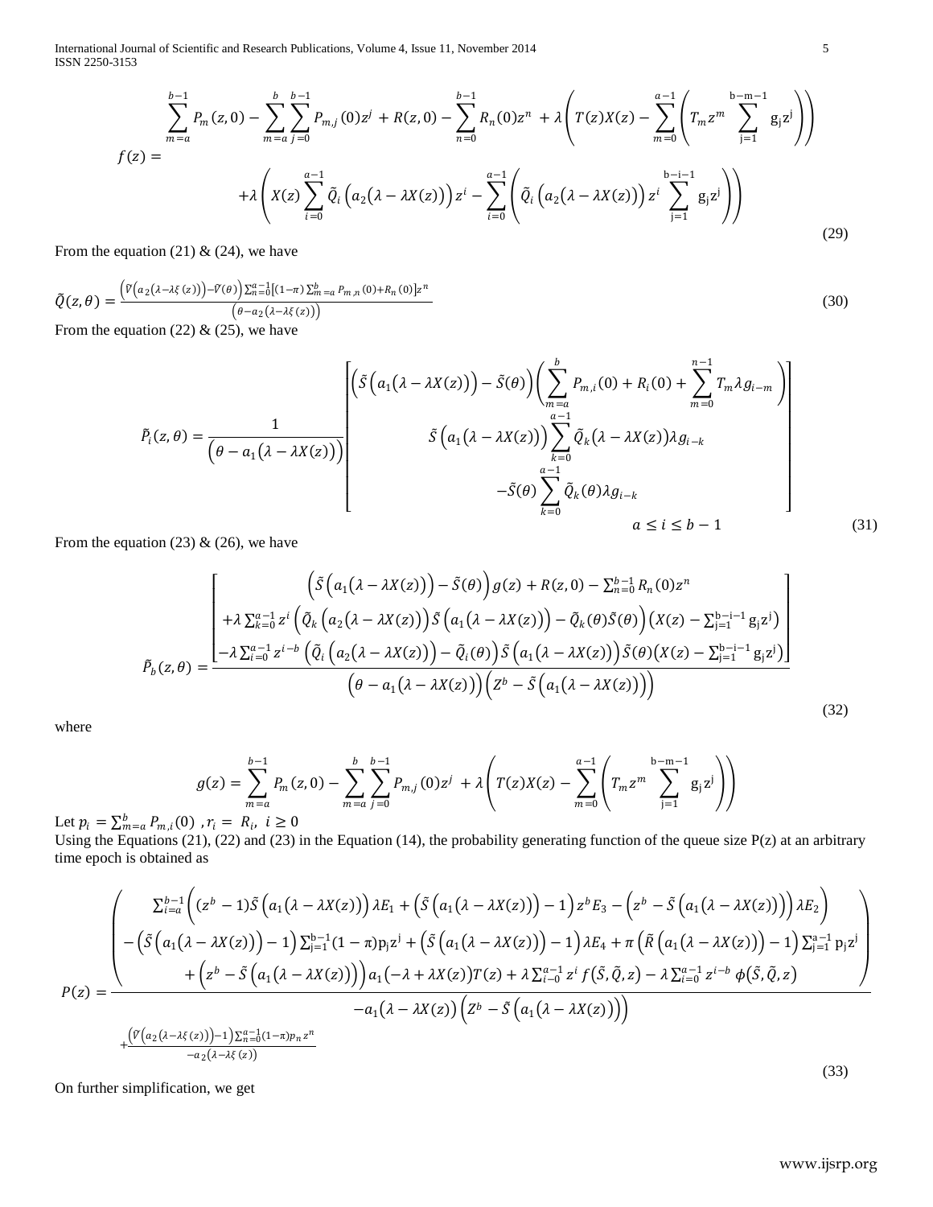$$f(z) = \frac{\sum_{m=a}^{b-1} P_m(z,0) - \sum_{m=a}^{b}\sum_{j=0}^{b-1} P_{m,j}(0)z^j + R(z,0) - \sum_{n=0}^{b-1} R_n(0)z^n + \lambda\left(T(z)X(z) - \sum_{m=0}^{a-1}\left(T_m z^m \sum_{j=1}^{b-m-1} g_j z^j\right)\right)}{+\lambda\left(X(z)\sum_{i=0}^{a-1}\tilde{Q}_i\left(a_2\left(\lambda-\lambda X(z)\right)\right)z^i - \sum_{i=0}^{a-1}\left(\tilde{Q}_i\left(a_2\left(\lambda-\lambda X(z)\right)\right)z^i\sum_{j=1}^{b-i-1} g_j z^j\right)\right)} \tag{29}$$

From the equation (21) & (24), we have

$$\tilde{Q}(z,\theta) = \frac{\left(\tilde{V}\left(a_2(\lambda-\lambda\xi(z))\right)-\tilde{V}(\theta)\right)\sum_{n=0}^{a-1}\left[(1-\pi)\sum_{m=a}^{b} P_{m,n}(0)+R_n(0)\right]z^n}{\left(\theta-a_2\left(\lambda-\lambda\xi(z)\right)\right)} \tag{30}$$

From the equation (22) & (25), we have

$$\tilde{P}_i(z,\theta) = \frac{1}{\left(\theta-a_1\left(\lambda-\lambda X(z)\right)\right)}\left[\begin{array}{c}\left(\tilde{S}\left(a_1\left(\lambda-\lambda X(z)\right)\right)-\tilde{S}(\theta)\right)\left(\sum_{m=a}^{b} P_{m,i}(0)+R_i(0)+\sum_{m=0}^{n-1} T_m\lambda g_{i-m}\right)\\ \tilde{S}\left(a_1\left(\lambda-\lambda X(z)\right)\right)\sum_{k=0}^{a-1}\tilde{Q}_k\left(\lambda-\lambda X(z)\right)\lambda g_{i-k}\\ -\tilde{S}(\theta)\sum_{k=0}^{a-1}\tilde{Q}_k(\theta)\lambda g_{i-k}\end{array}\right]$$
$$a \le i \le b-1 \tag{31}$$

From the equation (23) & (26), we have

$$\tilde{P}_b(z,\theta) = \frac{\left[\begin{array}{c}\left(\tilde{S}\left(a_1\left(\lambda-\lambda X(z)\right)\right)-\tilde{S}(\theta)\right)g(z)+R(z,0)-\sum_{n=0}^{b-1}R_n(0)z^n\\ +\lambda\sum_{k=0}^{a-1}z^i\left(\tilde{Q}_k\left(a_2\left(\lambda-\lambda X(z)\right)\right)\tilde{S}\left(a_1\left(\lambda-\lambda X(z)\right)\right)-\tilde{Q}_k(\theta)\tilde{S}(\theta)\right)\left(X(z)-\sum_{j=1}^{b-i-1}g_j z^j\right)\\ -\lambda\sum_{i=0}^{a-1}z^{i-b}\left(\tilde{Q}_i\left(a_2\left(\lambda-\lambda X(z)\right)\right)-\tilde{Q}_i(\theta)\right)\tilde{S}\left(a_1\left(\lambda-\lambda X(z)\right)\right)\tilde{S}(\theta)\left(X(z)-\sum_{j=1}^{b-i-1}g_j z^j\right)\end{array}\right]}{\left(\theta-a_1\left(\lambda-\lambda X(z)\right)\right)\left(Z^b-\tilde{S}\left(a_1\left(\lambda-\lambda X(z)\right)\right)\right)} \tag{32}$$

where

$$g(z) = \sum_{m=a}^{b-1} P_m(z,0) - \sum_{m=a}^{b}\sum_{j=0}^{b-1} P_{m,j}(0)z^j + \lambda\left(T(z)X(z) - \sum_{m=0}^{a-1}\left(T_m z^m\sum_{j=1}^{b-m-1} g_j z^j\right)\right)$$

Let $p_i = \sum_{m=a}^{b} P_{m,i}(0)$ , $r_i = R_i$, $i \ge 0$

Using the Equations (21), (22) and (23) in the Equation (14), the probability generating function of the queue size P(z) at an arbitrary time epoch is obtained as

$$P(z) = \frac{\left(\begin{array}{c}\sum_{i=a}^{b-1}\left((z^b-1)\tilde{S}\left(a_1\left(\lambda-\lambda X(z)\right)\right)\lambda E_1+\left(\tilde{S}\left(a_1\left(\lambda-\lambda X(z)\right)\right)-1\right)z^b E_3-\left(z^b-\tilde{S}\left(a_1\left(\lambda-\lambda X(z)\right)\right)\right)\lambda E_2\right)\\ -\left(\tilde{S}\left(a_1\left(\lambda-\lambda X(z)\right)\right)-1\right)\sum_{j=1}^{b-1}(1-\pi)p_j z^j+\left(\tilde{S}\left(a_1\left(\lambda-\lambda X(z)\right)\right)-1\right)\lambda E_4+\pi\left(\tilde{R}\left(a_1\left(\lambda-\lambda X(z)\right)\right)-1\right)\sum_{j=1}^{a-1}p_j z^j\\ +\left(z^b-\tilde{S}\left(a_1\left(\lambda-\lambda X(z)\right)\right)\right)a_1\left(-\lambda+\lambda X(z)\right)T(z)+\lambda\sum_{i=0}^{a-1}z^i f\left(\tilde{S},\tilde{Q},z\right)-\lambda\sum_{i=0}^{a-1}z^{i-b}\phi\left(\tilde{S},\tilde{Q},z\right)\end{array}\right)}{-a_1\left(\lambda-\lambda X(z)\right)\left(Z^b-\tilde{S}\left(a_1\left(\lambda-\lambda X(z)\right)\right)\right)}$$
$$+\frac{\left(\tilde{V}\left(a_2\left(\lambda-\lambda\xi(z)\right)\right)-1\right)\sum_{n=0}^{a-1}(1-\pi)p_n z^n}{-a_2\left(\lambda-\lambda\xi(z)\right)} \tag{33}$$

On further simplification, we get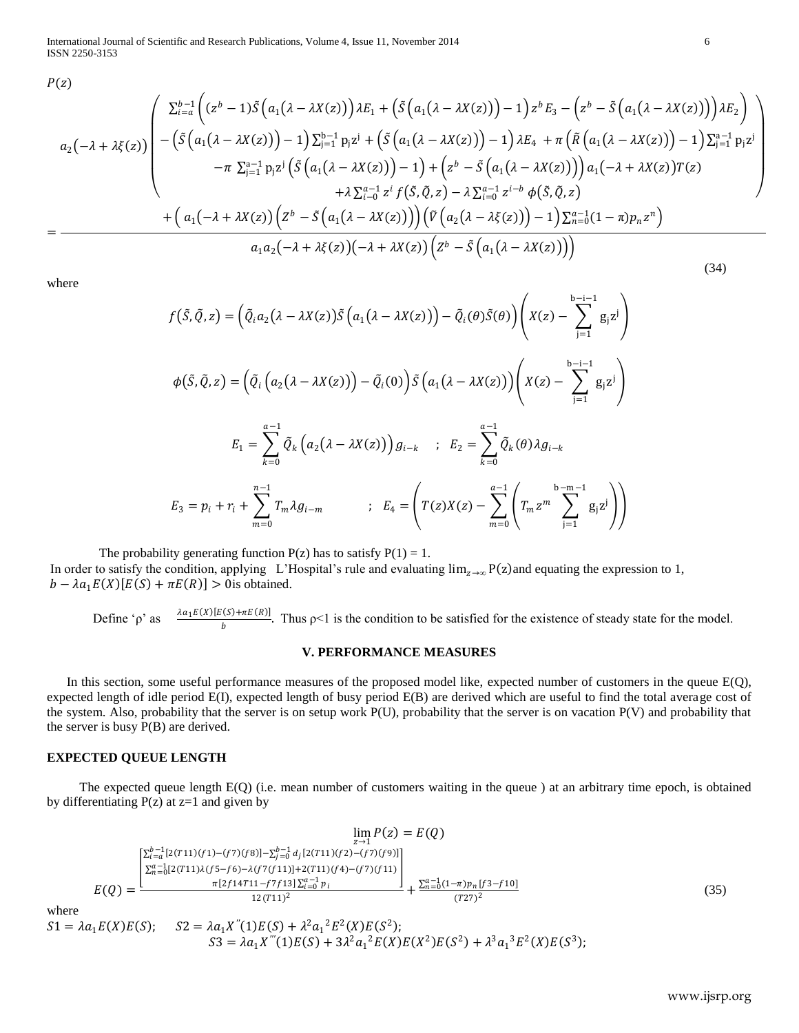$$P(z) = \frac{a_2\left(-\lambda+\lambda\xi(z)\right)\left(\begin{array}{c} \sum_{i=a}^{b-1}\left((z^b-1)\tilde{S}\left(a_1\left(\lambda-\lambda X(z)\right)\right)\lambda E_1+\left(\tilde{S}\left(a_1\left(\lambda-\lambda X(z)\right)\right)-1\right)z^b E_3-\left(z^b-\tilde{S}\left(a_1\left(\lambda-\lambda X(z)\right)\right)\right)\lambda E_2\right) \\ -\left(\tilde{S}\left(a_1\left(\lambda-\lambda X(z)\right)\right)-1\right)\sum_{j=1}^{b-1}p_j z^j+\left(\tilde{S}\left(a_1\left(\lambda-\lambda X(z)\right)\right)-1\right)\lambda E_4+\pi\left(\tilde{R}\left(a_1\left(\lambda-\lambda X(z)\right)\right)-1\right)\sum_{j=1}^{a-1}p_j z^j \\ -\pi\sum_{j=1}^{a-1}p_j z^j\left(\tilde{S}\left(a_1\left(\lambda-\lambda X(z)\right)\right)-1\right)+\left(z^b-\tilde{S}\left(a_1\left(\lambda-\lambda X(z)\right)\right)\right)a_1\left(-\lambda+\lambda X(z)\right)T(z) \\ +\lambda\sum_{i=0}^{a-1}z^i f\left(\tilde{S},\tilde{Q},z\right)-\lambda\sum_{i=0}^{a-1}z^{i-b}\phi\left(\tilde{S},\tilde{Q},z\right) \end{array}\right) + \left(a_1\left(-\lambda+\lambda X(z)\right)\left(Z^b-\tilde{S}\left(a_1\left(\lambda-\lambda X(z)\right)\right)\right)\left(\tilde{V}\left(a_2\left(\lambda-\lambda\xi(z)\right)\right)-1\right)\sum_{n=0}^{a-1}(1-\pi)p_n z^n\right)}{a_1 a_2\left(-\lambda+\lambda\xi(z)\right)\left(-\lambda+\lambda X(z)\right)\left(Z^b-\tilde{S}\left(a_1\left(\lambda-\lambda X(z)\right)\right)\right)} \tag{34}$$

where

$$f\left(\tilde{S},\tilde{Q},z\right)=\left(\tilde{Q}_i a_2\left(\lambda-\lambda X(z)\right)\tilde{S}\left(a_1\left(\lambda-\lambda X(z)\right)\right)-\tilde{Q}_i(\theta)\tilde{S}(\theta)\right)\left(X(z)-\sum_{j=1}^{b-i-1}g_j z^j\right)$$

$$\phi\left(\tilde{S},\tilde{Q},z\right)=\left(\tilde{Q}_i\left(a_2\left(\lambda-\lambda X(z)\right)\right)-\tilde{Q}_i(0)\right)\tilde{S}\left(a_1\left(\lambda-\lambda X(z)\right)\right)\left(X(z)-\sum_{j=1}^{b-i-1}g_j z^j\right)$$

$$E_1=\sum_{k=0}^{a-1}\tilde{Q}_k\left(a_2\left(\lambda-\lambda X(z)\right)\right)g_{i-k} \quad ; \quad E_2=\sum_{k=0}^{a-1}\tilde{Q}_k(\theta)\lambda g_{i-k}$$

$$E_3=p_i+r_i+\sum_{m=0}^{n-1}T_m\lambda g_{i-m} \qquad ; \quad E_4=\left(T(z)X(z)-\sum_{m=0}^{a-1}\left(T_m z^m\sum_{j=1}^{b-m-1}g_j z^j\right)\right)$$

The probability generating function P(z) has to satisfy P(1) = 1.

In order to satisfy the condition, applying L'Hospital's rule and evaluating $\lim_{z\to\infty}P(z)$ and equating the expression to 1, $b-\lambda a_1 E(X)[E(S)+\pi E(R)]>0$ is obtained.

Define 'ρ' as $\frac{\lambda a_1 E(X)[E(S)+\pi E(R)]}{b}$. Thus ρ<1 is the condition to be satisfied for the existence of steady state for the model.

## V. PERFORMANCE MEASURES

In this section, some useful performance measures of the proposed model like, expected number of customers in the queue E(Q), expected length of idle period E(I), expected length of busy period E(B) are derived which are useful to find the total average cost of the system. Also, probability that the server is on setup work P(U), probability that the server is on vacation P(V) and probability that the server is busy P(B) are derived.

### EXPECTED QUEUE LENGTH

The expected queue length E(Q) (i.e. mean number of customers waiting in the queue ) at an arbitrary time epoch, is obtained by differentiating P(z) at z=1 and given by

$$\lim_{z\to 1}P(z)=E(Q)$$

$$E(Q)=\frac{\begin{bmatrix}\sum_{i=a}^{b-1}[2(T11)(f1)-(f7)(f8)]-\sum_{j=0}^{b-1}d_j[2(T11)(f2)-(f7)(f9)] \\ \sum_{n=0}^{a-1}[2(T11)\lambda(f5-f6)-\lambda(f7f11)]+2(T11)(f4)-(f7)(f11) \\ \pi[2f14T11-f7f13]\sum_{i=0}^{a-1}p_i\end{bmatrix}}{12\,(T11)^2}+\frac{\sum_{n=0}^{a-1}(1-\pi)p_n[f3-f10]}{(T27)^2} \tag{35}$$

where

$S1=\lambda a_1 E(X)E(S)$; $\quad S2=\lambda a_1 X''(1)E(S)+\lambda^2 a_1{}^2 E^2(X)E(S^2)$;

$S3=\lambda a_1 X'''(1)E(S)+3\lambda^2 a_1{}^2 E(X)E(X^2)E(S^2)+\lambda^3 a_1{}^3 E^2(X)E(S^3)$;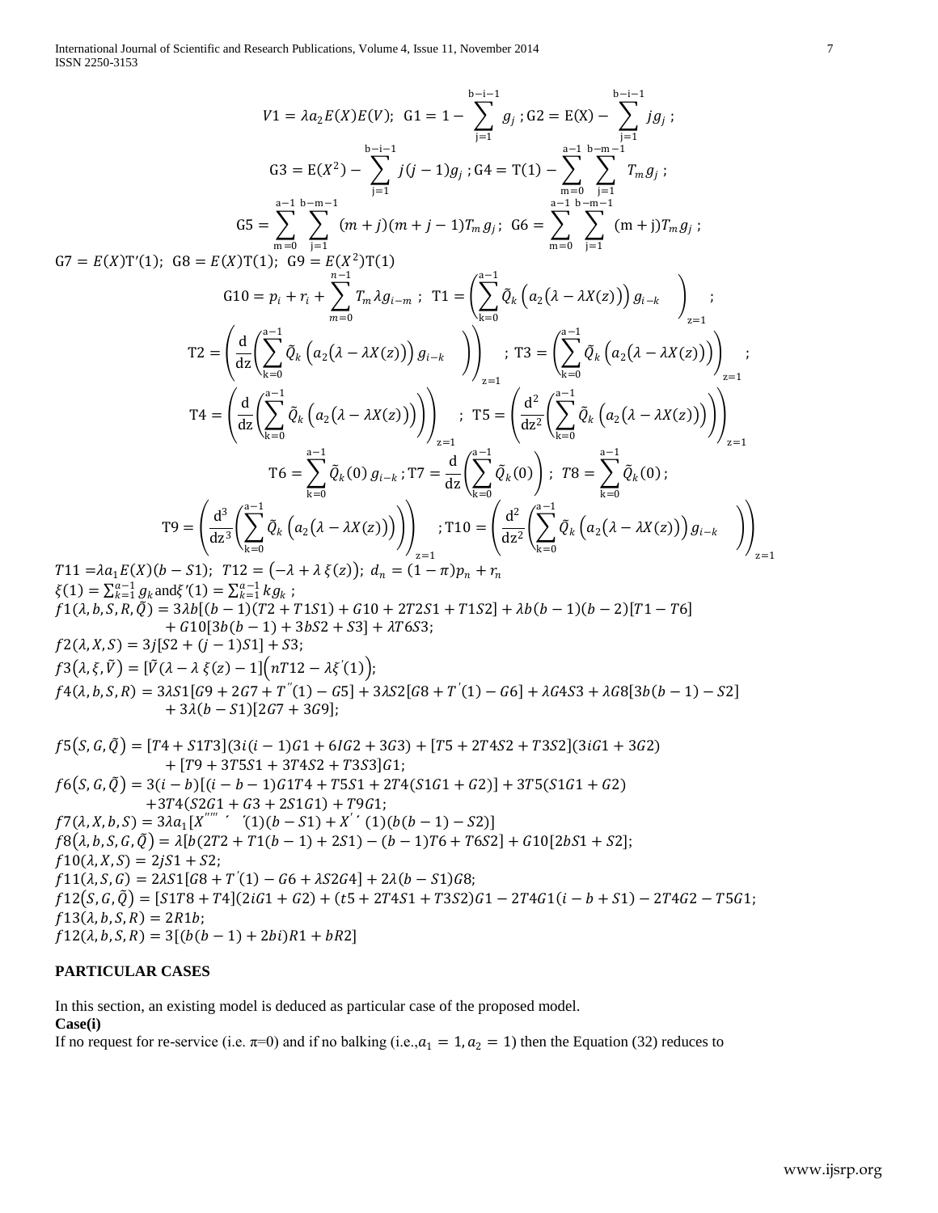$$V1 = \lambda a_2 E(X)E(V);\ \ G1 = 1 - \sum_{j=1}^{b-i-1} g_j\ ;\ G2 = E(X) - \sum_{j=1}^{b-i-1} jg_j\ ;$$

$$G3 = E(X^2) - \sum_{j=1}^{b-i-1} j(j-1)g_j\ ;\ G4 = T(1) - \sum_{m=0}^{a-1}\sum_{j=1}^{b-m-1} T_m g_j\ ;$$

$$G5 = \sum_{m=0}^{a-1}\sum_{j=1}^{b-m-1} (m+j)(m+j-1)T_m g_j;\ \ G6 = \sum_{m=0}^{a-1}\sum_{j=1}^{b-m-1} (m+j)T_m g_j\ ;$$

$G7 = E(X)T'(1);\ \ G8 = E(X)T(1);\ \ G9 = E(X^2)T(1)$

$$G10 = p_i + r_i + \sum_{m=0}^{n-1} T_m \lambda g_{i-m}\ ;\ \ T1 = \left(\sum_{k=0}^{a-1} \tilde{Q}_k\left(a_2(\lambda - \lambda X(z))\right) g_{i-k}\right)_{z=1};$$

$$T2 = \left(\frac{d}{dz}\left(\sum_{k=0}^{a-1} \tilde{Q}_k\left(a_2(\lambda - \lambda X(z))\right) g_{i-k}\right)\right)_{z=1};\ T3 = \left(\sum_{k=0}^{a-1} \tilde{Q}_k\left(a_2(\lambda - \lambda X(z))\right)\right)_{z=1};$$

$$T4 = \left(\frac{d}{dz}\left(\sum_{k=0}^{a-1} \tilde{Q}_k\left(a_2(\lambda - \lambda X(z))\right)\right)\right)_{z=1};\ \ T5 = \left(\frac{d^2}{dz^2}\left(\sum_{k=0}^{a-1} \tilde{Q}_k\left(a_2(\lambda - \lambda X(z))\right)\right)\right)_{z=1}$$

$$T6 = \sum_{k=0}^{a-1} \tilde{Q}_k(0)\, g_{i-k}\ ;T7 = \frac{d}{dz}\left(\sum_{k=0}^{a-1} \tilde{Q}_k(0)\right);\ \ T8 = \sum_{k=0}^{a-1} \tilde{Q}_k(0)\ ;$$

$$T9 = \left(\frac{d^3}{dz^3}\left(\sum_{k=0}^{a-1} \tilde{Q}_k\left(a_2(\lambda - \lambda X(z))\right)\right)\right)_{z=1};T10 = \left(\frac{d^2}{dz^2}\left(\sum_{k=0}^{a-1} \tilde{Q}_k\left(a_2(\lambda - \lambda X(z))\right) g_{i-k}\right)\right)_{z=1}$$

$T11 = \lambda a_1 E(X)(b - S1);\ \ T12 = (-\lambda + \lambda\, \xi(z));\ \ d_n = (1-\pi)p_n + r_n$

$\xi(1) = \sum_{k=1}^{a-1} g_k$ and $\xi'(1) = \sum_{k=1}^{a-1} kg_k$ ;

$f1(\lambda, b, S, R, \tilde{Q}) = 3\lambda b[(b-1)(T2 + T1S1) + G10 + 2T2S1 + T1S2] + \lambda b(b-1)(b-2)[T1 - T6] + G10[3b(b-1) + 3bS2 + S3] + \lambda T6S3;$

$f2(\lambda, X, S) = 3j[S2 + (j-1)S1] + S3;$

$f3(\lambda, \xi, \tilde{V}) = [\tilde{V}(\lambda - \lambda\, \xi(z)) - 1]\left(nT12 - \lambda\xi'(1)\right);$

$f4(\lambda, b, S, R) = 3\lambda S1[G9 + 2G7 + T''(1) - G5] + 3\lambda S2[G8 + T'(1) - G6] + \lambda G4S3 + \lambda G8[3b(b-1) - S2] + 3\lambda(b - S1)[2G7 + 3G9];$

$f5(S, G, \tilde{Q}) = [T4 + S1T3](3i(i-1)G1 + 6IG2 + 3G3) + [T5 + 2T4S2 + T3S2](3iG1 + 3G2) + [T9 + 3T5S1 + 3T4S2 + T3S3]G1;$

$f6(S, G, \tilde{Q}) = 3(i-b)[(i-b-1)G1T4 + T5S1 + 2T4(S1G1 + G2)] + 3T5(S1G1 + G2) + 3T4(S2G1 + G3 + 2S1G1) + T9G1;$

$f7(\lambda, X, b, S) = 3\lambda a_1[X'''(1)(b - S1) + X''(1)(b(b-1) - S2)]$

$f8(\lambda, b, S, G, \tilde{Q}) = \lambda[b(2T2 + T1(b-1) + 2S1) - (b-1)T6 + T6S2] + G10[2bS1 + S2];$

$f10(\lambda, X, S) = 2jS1 + S2;$

$f11(\lambda, S, G) = 2\lambda S1[G8 + T'(1) - G6 + \lambda S2G4] + 2\lambda(b - S1)G8;$

$f12(S, G, \tilde{Q}) = [S1T8 + T4](2iG1 + G2) + (t5 + 2T4S1 + T3S2)G1 - 2T4G1(i - b + S1) - 2T4G2 - T5G1;$

$f13(\lambda, b, S, R) = 2R1b;$

$f12(\lambda, b, S, R) = 3[(b(b-1) + 2bi)R1 + bR2]$

**PARTICULAR CASES**

In this section, an existing model is deduced as particular case of the proposed model.

**Case(i)**

If no request for re-service (i.e. π=0) and if no balking (i.e.,$a_1 = 1, a_2 = 1$) then the Equation (32) reduces to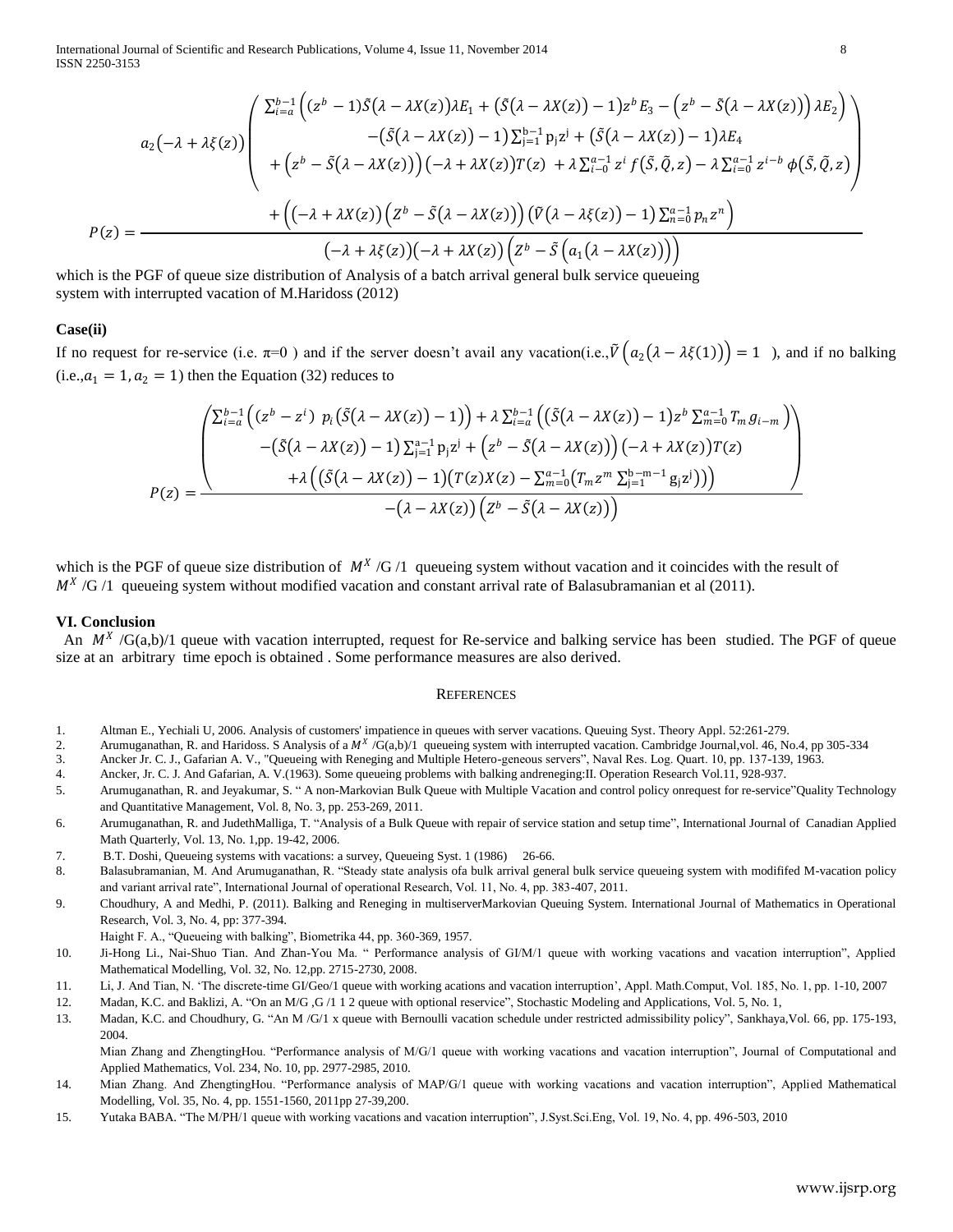$$P(z)=\frac{a_2\left(-\lambda+\lambda\xi(z)\right)\left(\begin{array}{c}\sum_{i=a}^{b-1}\left((z^b-1)\tilde{S}(\lambda-\lambda X(z))\lambda E_1+\left(\tilde{S}(\lambda-\lambda X(z))-1\right)z^b E_3-\left(z^b-\tilde{S}(\lambda-\lambda X(z))\right)\lambda E_2\right)\\ -\left(\tilde{S}(\lambda-\lambda X(z))-1\right)\sum_{j=1}^{b-1}p_j z^j+\left(\tilde{S}(\lambda-\lambda X(z))-1\right)\lambda E_4\\ +\left(z^b-\tilde{S}(\lambda-\lambda X(z))\right)\left(-\lambda+\lambda X(z)\right)T(z)+\lambda\sum_{i=0}^{a-1}z^i f(\tilde{S},\tilde{Q},z)-\lambda\sum_{i=0}^{a-1}z^{i-b}\phi(\tilde{S},\tilde{Q},z)\end{array}\right)+\left(\left(-\lambda+\lambda X(z)\right)\left(Z^b-\tilde{S}(\lambda-\lambda X(z))\right)\left(\tilde{V}(\lambda-\lambda\xi(z))-1\right)\sum_{n=0}^{a-1}p_n z^n\right)}{\left(-\lambda+\lambda\xi(z)\right)\left(-\lambda+\lambda X(z)\right)\left(Z^b-\tilde{S}\left(a_1(\lambda-\lambda X(z))\right)\right)}$$

which is the PGF of queue size distribution of Analysis of a batch arrival general bulk service queueing system with interrupted vacation of M.Haridoss (2012)

**Case(ii)**

If no request for re-service (i.e. $\pi$=0 ) and if the server doesn't avail any vacation(i.e.,$\tilde{V}\left(a_2(\lambda-\lambda\xi(1))\right)=1$ ), and if no balking (i.e.,$a_1=1, a_2=1$) then the Equation (32) reduces to

$$P(z)=\frac{\left(\begin{array}{c}\sum_{i=a}^{b-1}\left((z^b-z^i)\; p_i\left(\tilde{S}(\lambda-\lambda X(z))-1\right)\right)+\lambda\sum_{i=a}^{b-1}\left(\left(\tilde{S}(\lambda-\lambda X(z))-1\right)z^b\sum_{m=0}^{a-1}T_m g_{i-m}\right)\\ -\left(\tilde{S}(\lambda-\lambda X(z))-1\right)\sum_{j=1}^{a-1}p_j z^j+\left(z^b-\tilde{S}(\lambda-\lambda X(z))\right)\left(-\lambda+\lambda X(z)\right)T(z)\\ +\lambda\left(\left(\tilde{S}(\lambda-\lambda X(z))-1\right)\left(T(z)X(z)-\sum_{m=0}^{a-1}\left(T_m z^m\sum_{j=1}^{b-m-1}g_j z^j\right)\right)\right)\end{array}\right)}{-\left(\lambda-\lambda X(z)\right)\left(Z^b-\tilde{S}(\lambda-\lambda X(z))\right)}$$

which is the PGF of queue size distribution of $M^X$ /G /1 queueing system without vacation and it coincides with the result of $M^X$ /G /1 queueing system without modified vacation and constant arrival rate of Balasubramanian et al (2011).

## VI. Conclusion

An $M^X$ /G(a,b)/1 queue with vacation interrupted, request for Re-service and balking service has been studied. The PGF of queue size at an arbitrary time epoch is obtained . Some performance measures are also derived.

## References

1. Altman E., Yechiali U, 2006. Analysis of customers' impatience in queues with server vacations. Queuing Syst. Theory Appl. 52:261-279.
2. Arumuganathan, R. and Haridoss. S Analysis of a $M^X$ /G(a,b)/1 queueing system with interrupted vacation. Cambridge Journal,vol. 46, No.4, pp 305-334
3. Ancker Jr. C. J., Gafarian A. V., "Queueing with Reneging and Multiple Hetero-geneous servers", Naval Res. Log. Quart. 10, pp. 137-139, 1963.
4. Ancker, Jr. C. J. And Gafarian, A. V.(1963). Some queueing problems with balking andreneging:II. Operation Research Vol.11, 928-937.
5. Arumuganathan, R. and Jeyakumar, S. " A non-Markovian Bulk Queue with Multiple Vacation and control policy onrequest for re-service"Quality Technology and Quantitative Management, Vol. 8, No. 3, pp. 253-269, 2011.
6. Arumuganathan, R. and JudethMalliga, T. "Analysis of a Bulk Queue with repair of service station and setup time", International Journal of Canadian Applied Math Quarterly, Vol. 13, No. 1,pp. 19-42, 2006.
7. B.T. Doshi, Queueing systems with vacations: a survey, Queueing Syst. 1 (1986) 26-66.
8. Balasubramanian, M. And Arumuganathan, R. "Steady state analysis ofa bulk arrival general bulk service queueing system with modififed M-vacation policy and variant arrival rate", International Journal of operational Research, Vol. 11, No. 4, pp. 383-407, 2011.
9. Choudhury, A and Medhi, P. (2011). Balking and Reneging in multiserverMarkovian Queuing System. International Journal of Mathematics in Operational Research, Vol. 3, No. 4, pp: 377-394.

   Haight F. A., "Queueing with balking", Biometrika 44, pp. 360-369, 1957.
10. Ji-Hong Li., Nai-Shuo Tian. And Zhan-You Ma. " Performance analysis of GI/M/1 queue with working vacations and vacation interruption", Applied Mathematical Modelling, Vol. 32, No. 12,pp. 2715-2730, 2008.
11. Li, J. And Tian, N. 'The discrete-time GI/Geo/1 queue with working acations and vacation interruption', Appl. Math.Comput, Vol. 185, No. 1, pp. 1-10, 2007
12. Madan, K.C. and Baklizi, A. "On an M/G ,G /1 1 2 queue with optional reservice", Stochastic Modeling and Applications, Vol. 5, No. 1,
13. Madan, K.C. and Choudhury, G. "An M /G/1 x queue with Bernoulli vacation schedule under restricted admissibility policy", Sankhaya,Vol. 66, pp. 175-193, 2004.

    Mian Zhang and ZhengtingHou. "Performance analysis of M/G/1 queue with working vacations and vacation interruption", Journal of Computational and Applied Mathematics, Vol. 234, No. 10, pp. 2977-2985, 2010.
14. Mian Zhang. And ZhengtingHou. "Performance analysis of MAP/G/1 queue with working vacations and vacation interruption", Applied Mathematical Modelling, Vol. 35, No. 4, pp. 1551-1560, 2011pp 27-39,200.
15. Yutaka BABA. "The M/PH/1 queue with working vacations and vacation interruption", J.Syst.Sci.Eng, Vol. 19, No. 4, pp. 496-503, 2010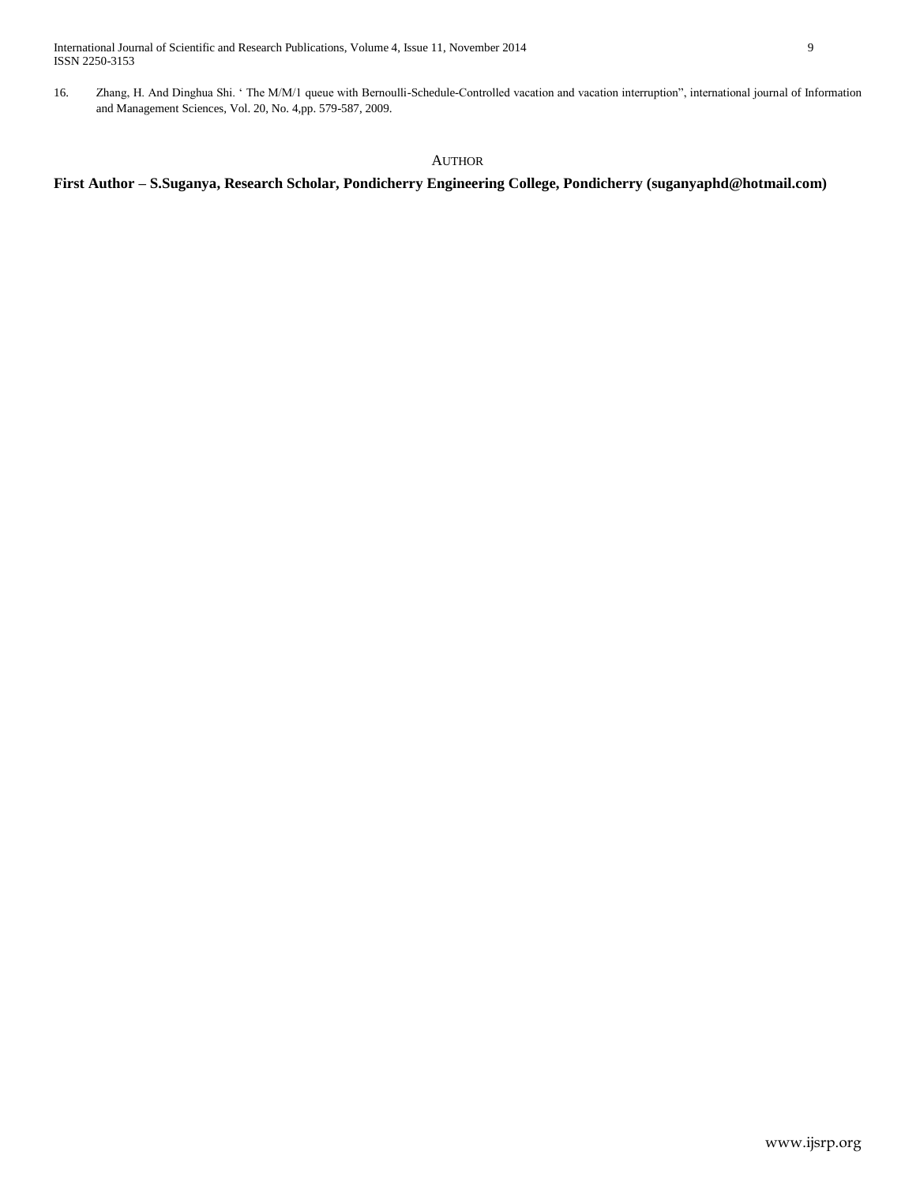16. Zhang, H. And Dinghua Shi. ' The M/M/1 queue with Bernoulli-Schedule-Controlled vacation and vacation interruption", international journal of Information and Management Sciences, Vol. 20, No. 4,pp. 579-587, 2009.

## AUTHOR

**First Author – S.Suganya, Research Scholar, Pondicherry Engineering College, Pondicherry (suganyaphd@hotmail.com)**